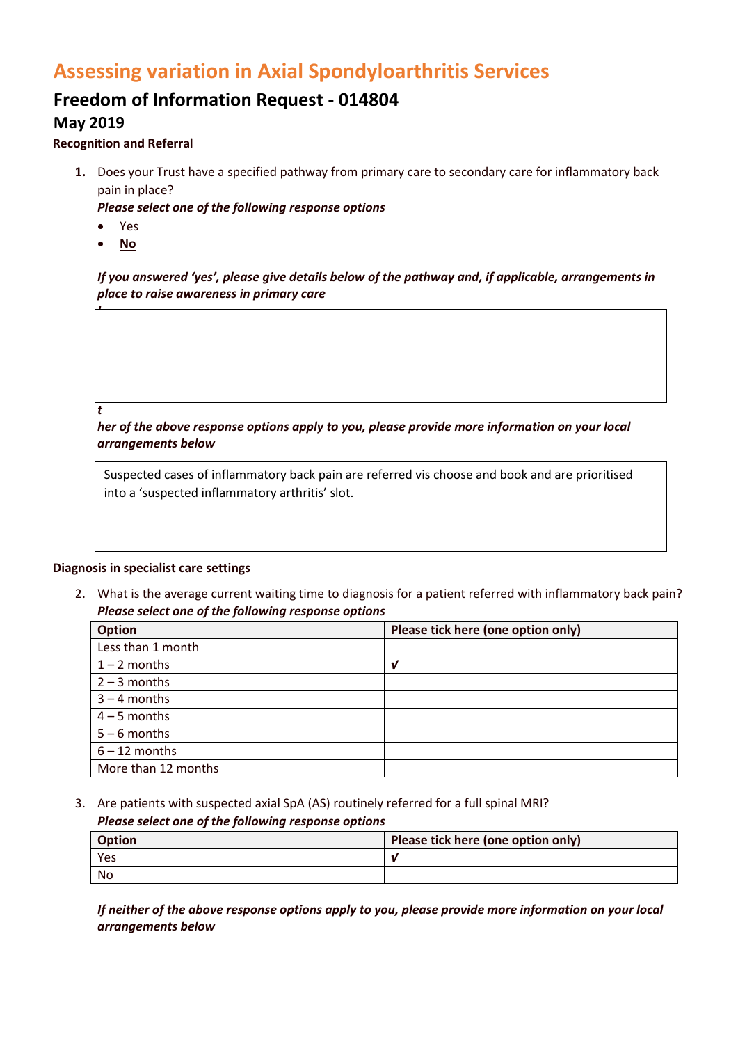# Assessing variation in Axial Spondyloarthritis Services

## Freedom of Information Request - 014804

### May 2019

**Recognition and Referral**

1. Does your Trust have a specified pathway from primary care to secondary care for inflammatory back pain in place?

   ***Please select one of the following response options***

   - Yes
   - **No**

   ***If you answered 'yes', please give details below of the pathway and, if applicable, arrangements in place to raise awareness in primary care***

   | |
   |---|
   | |

   ***t***

   ***her of the above response options apply to you, please provide more information on your local arrangements below***

   | |
   |---|
   | Suspected cases of inflammatory back pain are referred vis choose and book and are prioritised into a 'suspected inflammatory arthritis' slot. |

**Diagnosis in specialist care settings**

2. What is the average current waiting time to diagnosis for a patient referred with inflammatory back pain?

   ***Please select one of the following response options***

   | Option | Please tick here (one option only) |
   |---|---|
   | Less than 1 month | |
   | 1 – 2 months | √ |
   | 2 – 3 months | |
   | 3 – 4 months | |
   | 4 – 5 months | |
   | 5 – 6 months | |
   | 6 – 12 months | |
   | More than 12 months | |

3. Are patients with suspected axial SpA (AS) routinely referred for a full spinal MRI?

   ***Please select one of the following response options***

   | Option | Please tick here (one option only) |
   |---|---|
   | Yes | √ |
   | No | |

   ***If neither of the above response options apply to you, please provide more information on your local arrangements below***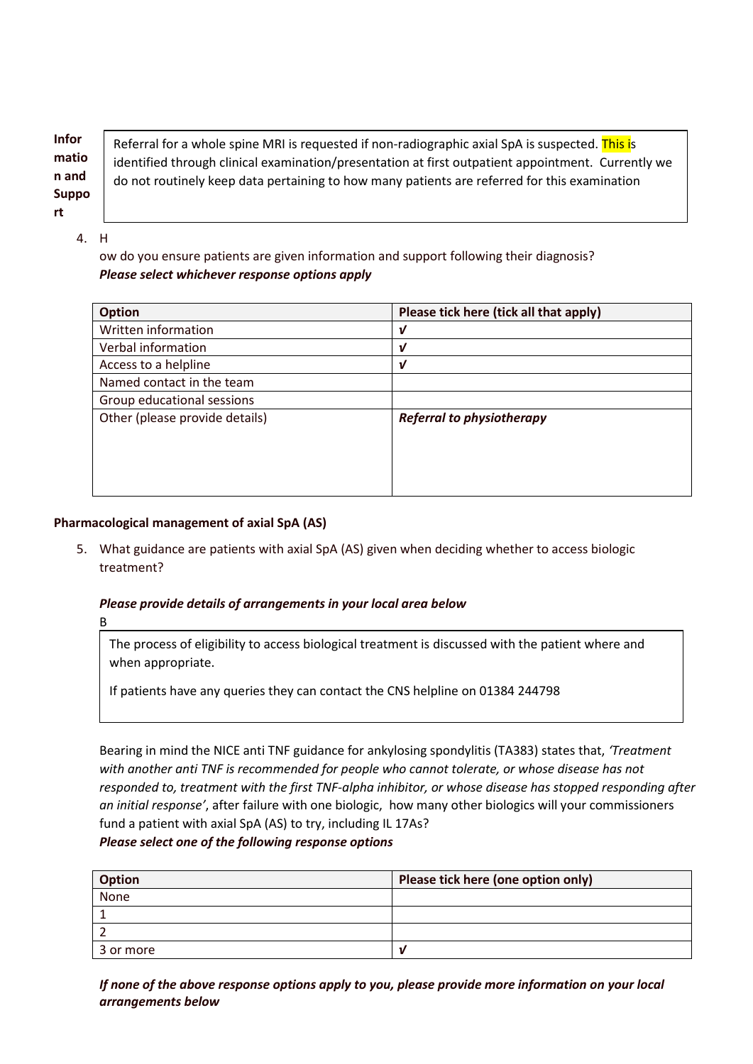**Information and Support**

| Referral for a whole spine MRI is requested if non-radiographic axial SpA is suspected. This is identified through clinical examination/presentation at first outpatient appointment. Currently we do not routinely keep data pertaining to how many patients are referred for this examination |
|---|

4. H
ow do you ensure patients are given information and support following their diagnosis?
***Please select whichever response options apply***

| Option | Please tick here (tick all that apply) |
|---|---|
| Written information | √ |
| Verbal information | √ |
| Access to a helpline | √ |
| Named contact in the team | |
| Group educational sessions | |
| Other (please provide details) | ***Referral to physiotherapy*** |

**Pharmacological management of axial SpA (AS)**

5. What guidance are patients with axial SpA (AS) given when deciding whether to access biologic treatment?

***Please provide details of arrangements in your local area below***

B

| The process of eligibility to access biological treatment is discussed with the patient where and when appropriate.<br><br>If patients have any queries they can contact the CNS helpline on 01384 244798 |
|---|

Bearing in mind the NICE anti TNF guidance for ankylosing spondylitis (TA383) states that, *'Treatment with another anti TNF is recommended for people who cannot tolerate, or whose disease has not responded to, treatment with the first TNF-alpha inhibitor, or whose disease has stopped responding after an initial response'*, after failure with one biologic, how many other biologics will your commissioners fund a patient with axial SpA (AS) to try, including IL 17As?
***Please select one of the following response options***

| Option | Please tick here (one option only) |
|---|---|
| None | |
| 1 | |
| 2 | |
| 3 or more | √ |

***If none of the above response options apply to you, please provide more information on your local arrangements below***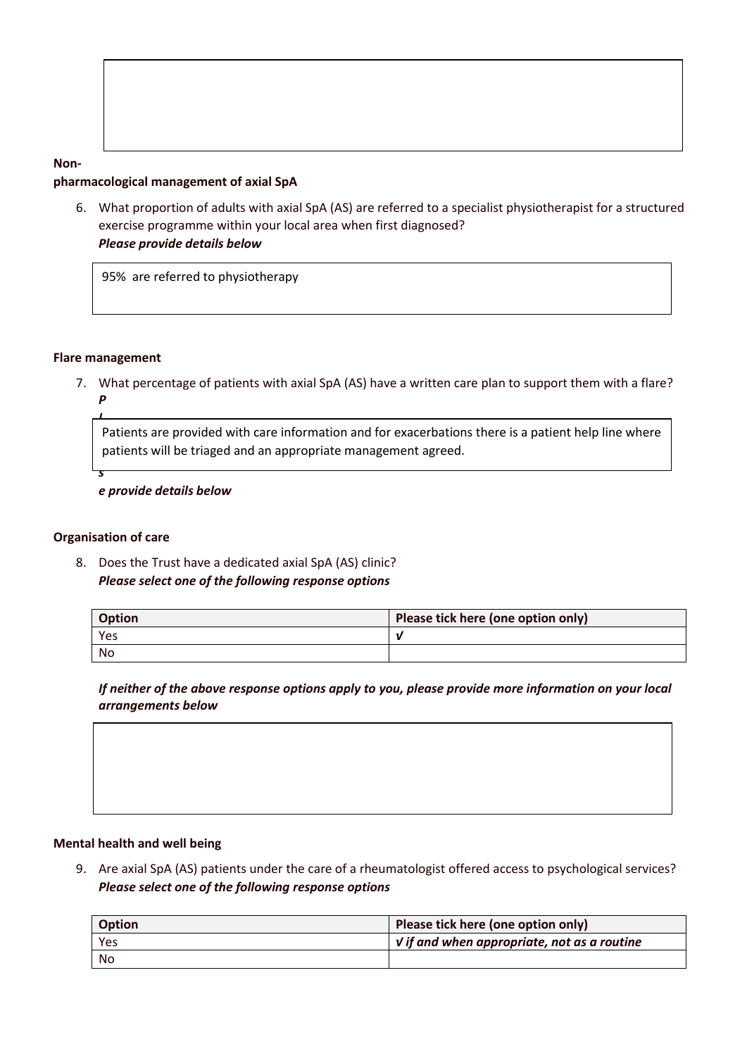**Non-pharmacological management of axial SpA**

6. What proportion of adults with axial SpA (AS) are referred to a specialist physiotherapist for a structured exercise programme within your local area when first diagnosed?
   ***Please provide details below***

   95% are referred to physiotherapy

**Flare management**

7. What percentage of patients with axial SpA (AS) have a written care plan to support them with a flare?
   ***Please provide details below***

   Patients are provided with care information and for exacerbations there is a patient help line where patients will be triaged and an appropriate management agreed.

**Organisation of care**

8. Does the Trust have a dedicated axial SpA (AS) clinic?
   ***Please select one of the following response options***

| Option | Please tick here (one option only) |
| --- | --- |
| Yes | √ |
| No | |

***If neither of the above response options apply to you, please provide more information on your local arrangements below***

**Mental health and well being**

9. Are axial SpA (AS) patients under the care of a rheumatologist offered access to psychological services?
   ***Please select one of the following response options***

| Option | Please tick here (one option only) |
| --- | --- |
| Yes | ***√ if and when appropriate, not as a routine*** |
| No | |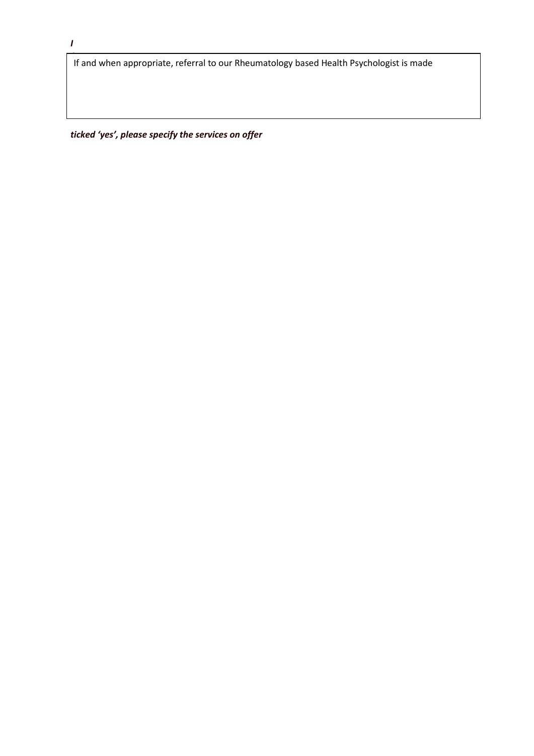***I***

If and when appropriate, referral to our Rheumatology based Health Psychologist is made

***ticked 'yes', please specify the services on offer***